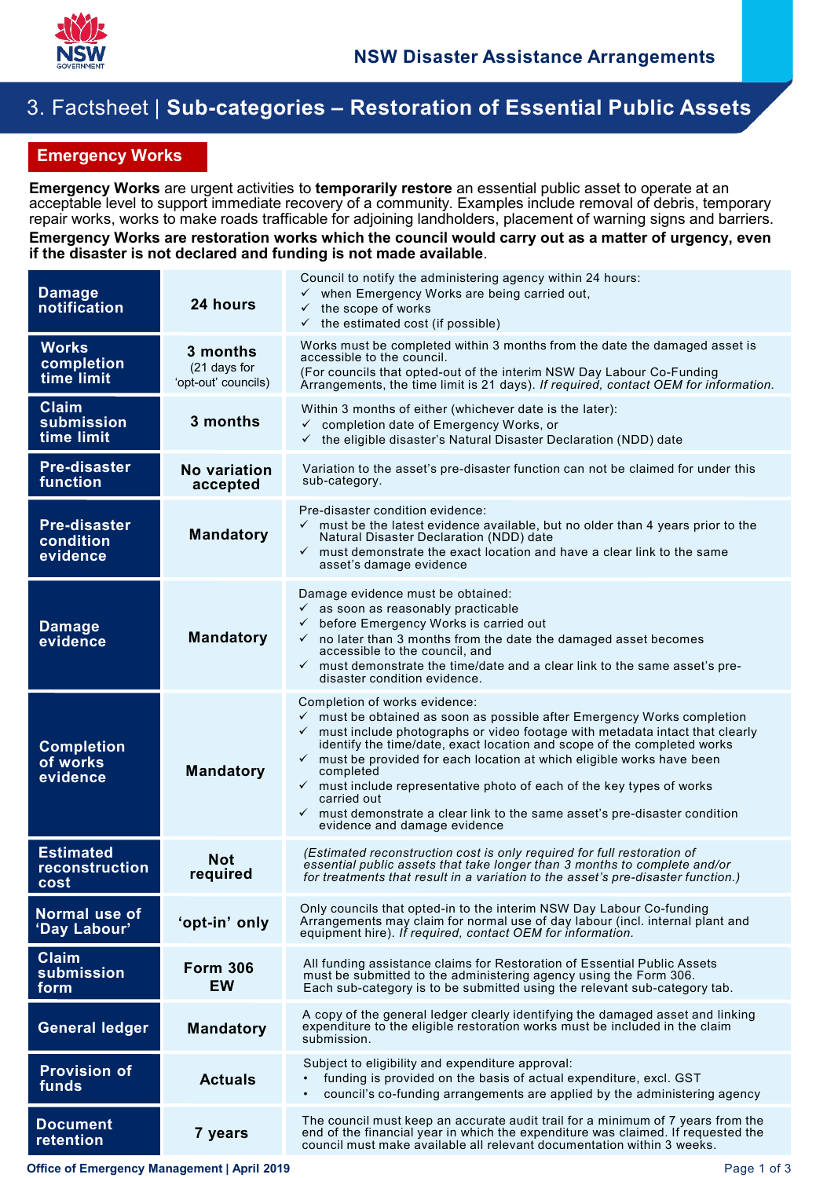# NSW Disaster Assistance Arrangements

# 3. Factsheet | Sub-categories – Restoration of Essential Public Assets

## Emergency Works

**Emergency Works** are urgent activities to **temporarily restore** an essential public asset to operate at an acceptable level to support immediate recovery of a community. Examples include removal of debris, temporary repair works, works to make roads trafficable for adjoining landholders, placement of warning signs and barriers.

**Emergency Works are restoration works which the council would carry out as a matter of urgency, even if the disaster is not declared and funding is not made available**.

| | | |
|---|---|---|
| **Damage notification** | **24 hours** | Council to notify the administering agency within 24 hours:<br>✓ when Emergency Works are being carried out,<br>✓ the scope of works<br>✓ the estimated cost (if possible) |
| **Works completion time limit** | **3 months**<br>(21 days for 'opt-out' councils) | Works must be completed within 3 months from the date the damaged asset is accessible to the council.<br>(For councils that opted-out of the interim NSW Day Labour Co-Funding Arrangements, the time limit is 21 days). *If required, contact OEM for information.* |
| **Claim submission time limit** | **3 months** | Within 3 months of either (whichever date is the later):<br>✓ completion date of Emergency Works, or<br>✓ the eligible disaster's Natural Disaster Declaration (NDD) date |
| **Pre-disaster function** | **No variation accepted** | Variation to the asset's pre-disaster function can not be claimed for under this sub-category. |
| **Pre-disaster condition evidence** | **Mandatory** | Pre-disaster condition evidence:<br>✓ must be the latest evidence available, but no older than 4 years prior to the Natural Disaster Declaration (NDD) date<br>✓ must demonstrate the exact location and have a clear link to the same asset's damage evidence |
| **Damage evidence** | **Mandatory** | Damage evidence must be obtained:<br>✓ as soon as reasonably practicable<br>✓ before Emergency Works is carried out<br>✓ no later than 3 months from the date the damaged asset becomes accessible to the council, and<br>✓ must demonstrate the time/date and a clear link to the same asset's pre-disaster condition evidence. |
| **Completion of works evidence** | **Mandatory** | Completion of works evidence:<br>✓ must be obtained as soon as possible after Emergency Works completion<br>✓ must include photographs or video footage with metadata intact that clearly identify the time/date, exact location and scope of the completed works<br>✓ must be provided for each location at which eligible works have been completed<br>✓ must include representative photo of each of the key types of works carried out<br>✓ must demonstrate a clear link to the same asset's pre-disaster condition evidence and damage evidence |
| **Estimated reconstruction cost** | **Not required** | *(Estimated reconstruction cost is only required for full restoration of essential public assets that take longer than 3 months to complete and/or for treatments that result in a variation to the asset's pre-disaster function.)* |
| **Normal use of 'Day Labour'** | **'opt-in' only** | Only councils that opted-in to the interim NSW Day Labour Co-funding Arrangements may claim for normal use of day labour (incl. internal plant and equipment hire). *If required, contact OEM for information.* |
| **Claim submission form** | **Form 306 EW** | All funding assistance claims for Restoration of Essential Public Assets must be submitted to the administering agency using the Form 306.<br>Each sub-category is to be submitted using the relevant sub-category tab. |
| **General ledger** | **Mandatory** | A copy of the general ledger clearly identifying the damaged asset and linking expenditure to the eligible restoration works must be included in the claim submission. |
| **Provision of funds** | **Actuals** | Subject to eligibility and expenditure approval:<br>• funding is provided on the basis of actual expenditure, excl. GST<br>• council's co-funding arrangements are applied by the administering agency |
| **Document retention** | **7 years** | The council must keep an accurate audit trail for a minimum of 7 years from the end of the financial year in which the expenditure was claimed. If requested the council must make available all relevant documentation within 3 weeks. |

Office of Emergency Management | April 2019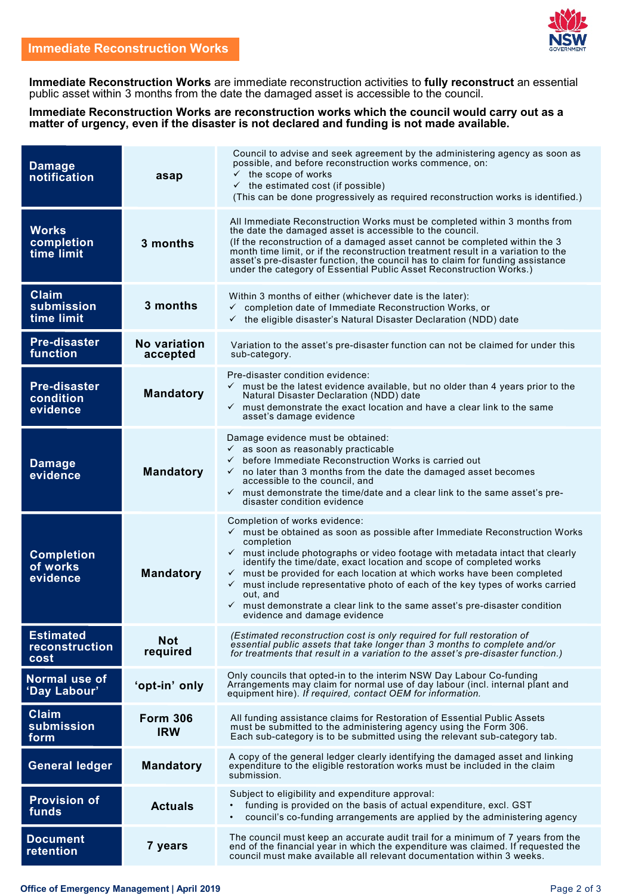## Immediate Reconstruction Works

**Immediate Reconstruction Works** are immediate reconstruction activities to **fully reconstruct** an essential public asset within 3 months from the date the damaged asset is accessible to the council.

**Immediate Reconstruction Works are reconstruction works which the council would carry out as a matter of urgency, even if the disaster is not declared and funding is not made available.**

| | | |
|---|---|---|
| **Damage notification** | **asap** | Council to advise and seek agreement by the administering agency as soon as possible, and before reconstruction works commence, on:<br>✓ the scope of works<br>✓ the estimated cost (if possible)<br>(This can be done progressively as required reconstruction works is identified.) |
| **Works completion time limit** | **3 months** | All Immediate Reconstruction Works must be completed within 3 months from the date the damaged asset is accessible to the council.<br>(If the reconstruction of a damaged asset cannot be completed within the 3 month time limit, or if the reconstruction treatment result in a variation to the asset's pre-disaster function, the council has to claim for funding assistance under the category of Essential Public Asset Reconstruction Works.) |
| **Claim submission time limit** | **3 months** | Within 3 months of either (whichever date is the later):<br>✓ completion date of Immediate Reconstruction Works, or<br>✓ the eligible disaster's Natural Disaster Declaration (NDD) date |
| **Pre-disaster function** | **No variation accepted** | Variation to the asset's pre-disaster function can not be claimed for under this sub-category. |
| **Pre-disaster condition evidence** | **Mandatory** | Pre-disaster condition evidence:<br>✓ must be the latest evidence available, but no older than 4 years prior to the Natural Disaster Declaration (NDD) date<br>✓ must demonstrate the exact location and have a clear link to the same asset's damage evidence |
| **Damage evidence** | **Mandatory** | Damage evidence must be obtained:<br>✓ as soon as reasonably practicable<br>✓ before Immediate Reconstruction Works is carried out<br>✓ no later than 3 months from the date the damaged asset becomes accessible to the council, and<br>✓ must demonstrate the time/date and a clear link to the same asset's pre-disaster condition evidence |
| **Completion of works evidence** | **Mandatory** | Completion of works evidence:<br>✓ must be obtained as soon as possible after Immediate Reconstruction Works completion<br>✓ must include photographs or video footage with metadata intact that clearly identify the time/date, exact location and scope of completed works<br>✓ must be provided for each location at which works have been completed<br>✓ must include representative photo of each of the key types of works carried out, and<br>✓ must demonstrate a clear link to the same asset's pre-disaster condition evidence and damage evidence |
| **Estimated reconstruction cost** | **Not required** | *(Estimated reconstruction cost is only required for full restoration of essential public assets that take longer than 3 months to complete and/or for treatments that result in a variation to the asset's pre-disaster function.)* |
| **Normal use of 'Day Labour'** | **'opt-in' only** | Only councils that opted-in to the interim NSW Day Labour Co-funding Arrangements may claim for normal use of day labour (incl. internal plant and equipment hire). *If required, contact OEM for information.* |
| **Claim submission form** | **Form 306 IRW** | All funding assistance claims for Restoration of Essential Public Assets must be submitted to the administering agency using the Form 306. Each sub-category is to be submitted using the relevant sub-category tab. |
| **General ledger** | **Mandatory** | A copy of the general ledger clearly identifying the damaged asset and linking expenditure to the eligible restoration works must be included in the claim submission. |
| **Provision of funds** | **Actuals** | Subject to eligibility and expenditure approval:<br>• funding is provided on the basis of actual expenditure, excl. GST<br>• council's co-funding arrangements are applied by the administering agency |
| **Document retention** | **7 years** | The council must keep an accurate audit trail for a minimum of 7 years from the end of the financial year in which the expenditure was claimed. If requested the council must make available all relevant documentation within 3 weeks. |

Office of Emergency Management | April 2019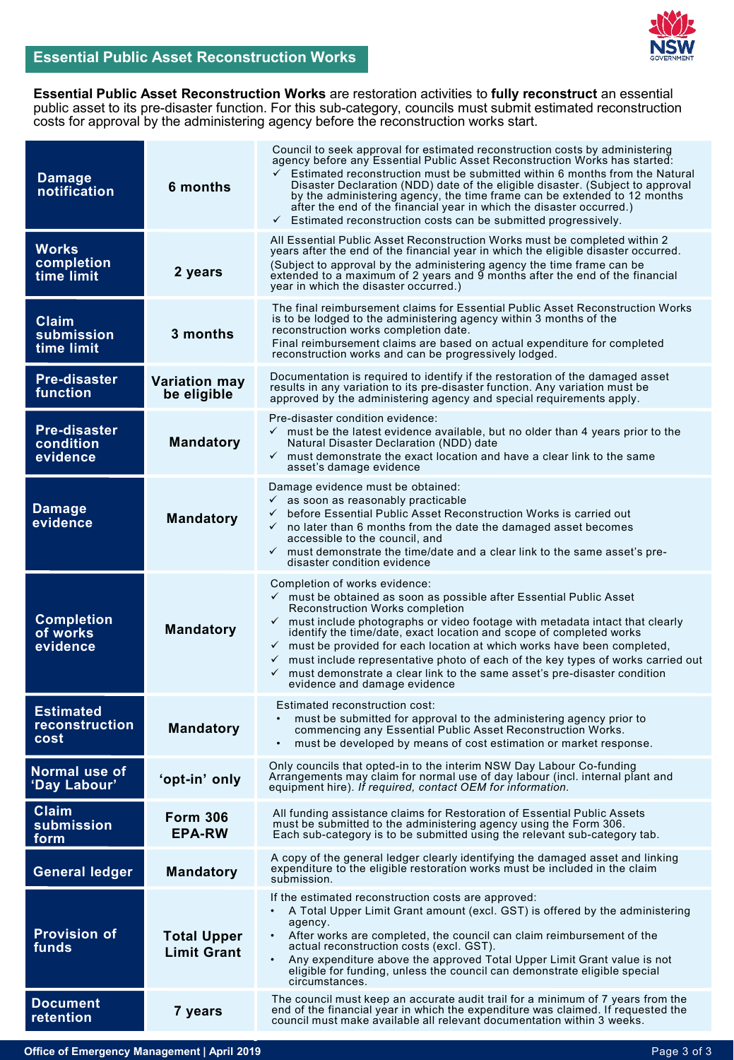## Essential Public Asset Reconstruction Works

**Essential Public Asset Reconstruction Works** are restoration activities to **fully reconstruct** an essential public asset to its pre-disaster function. For this sub-category, councils must submit estimated reconstruction costs for approval by the administering agency before the reconstruction works start.

| | | |
|---|---|---|
| **Damage notification** | **6 months** | Council to seek approval for estimated reconstruction costs by administering agency before any Essential Public Asset Reconstruction Works has started:<br>✓ Estimated reconstruction must be submitted within 6 months from the Natural Disaster Declaration (NDD) date of the eligible disaster. (Subject to approval by the administering agency, the time frame can be extended to 12 months after the end of the financial year in which the disaster occurred.)<br>✓ Estimated reconstruction costs can be submitted progressively. |
| **Works completion time limit** | **2 years** | All Essential Public Asset Reconstruction Works must be completed within 2 years after the end of the financial year in which the eligible disaster occurred.<br>(Subject to approval by the administering agency the time frame can be extended to a maximum of 2 years and 9 months after the end of the financial year in which the disaster occurred.) |
| **Claim submission time limit** | **3 months** | The final reimbursement claims for Essential Public Asset Reconstruction Works is to be lodged to the administering agency within 3 months of the reconstruction works completion date.<br>Final reimbursement claims are based on actual expenditure for completed reconstruction works and can be progressively lodged. |
| **Pre-disaster function** | **Variation may be eligible** | Documentation is required to identify if the restoration of the damaged asset results in any variation to its pre-disaster function. Any variation must be approved by the administering agency and special requirements apply. |
| **Pre-disaster condition evidence** | **Mandatory** | Pre-disaster condition evidence:<br>✓ must be the latest evidence available, but no older than 4 years prior to the Natural Disaster Declaration (NDD) date<br>✓ must demonstrate the exact location and have a clear link to the same asset's damage evidence |
| **Damage evidence** | **Mandatory** | Damage evidence must be obtained:<br>✓ as soon as reasonably practicable<br>✓ before Essential Public Asset Reconstruction Works is carried out<br>✓ no later than 6 months from the date the damaged asset becomes accessible to the council, and<br>✓ must demonstrate the time/date and a clear link to the same asset's pre-disaster condition evidence |
| **Completion of works evidence** | **Mandatory** | Completion of works evidence:<br>✓ must be obtained as soon as possible after Essential Public Asset Reconstruction Works completion<br>✓ must include photographs or video footage with metadata intact that clearly identify the time/date, exact location and scope of completed works<br>✓ must be provided for each location at which works have been completed,<br>✓ must include representative photo of each of the key types of works carried out<br>✓ must demonstrate a clear link to the same asset's pre-disaster condition evidence and damage evidence |
| **Estimated reconstruction cost** | **Mandatory** | Estimated reconstruction cost:<br>• must be submitted for approval to the administering agency prior to commencing any Essential Public Asset Reconstruction Works.<br>• must be developed by means of cost estimation or market response. |
| **Normal use of 'Day Labour'** | **'opt-in' only** | Only councils that opted-in to the interim NSW Day Labour Co-funding Arrangements may claim for normal use of day labour (incl. internal plant and equipment hire). *If required, contact OEM for information.* |
| **Claim submission form** | **Form 306 EPA-RW** | All funding assistance claims for Restoration of Essential Public Assets must be submitted to the administering agency using the Form 306.<br>Each sub-category is to be submitted using the relevant sub-category tab. |
| **General ledger** | **Mandatory** | A copy of the general ledger clearly identifying the damaged asset and linking expenditure to the eligible restoration works must be included in the claim submission. |
| **Provision of funds** | **Total Upper Limit Grant** | If the estimated reconstruction costs are approved:<br>• A Total Upper Limit Grant amount (excl. GST) is offered by the administering agency.<br>• After works are completed, the council can claim reimbursement of the actual reconstruction costs (excl. GST).<br>• Any expenditure above the approved Total Upper Limit Grant value is not eligible for funding, unless the council can demonstrate eligible special circumstances. |
| **Document retention** | **7 years** | The council must keep an accurate audit trail for a minimum of 7 years from the end of the financial year in which the expenditure was claimed. If requested the council must make available all relevant documentation within 3 weeks. |

Office of Emergency Management | April 2019